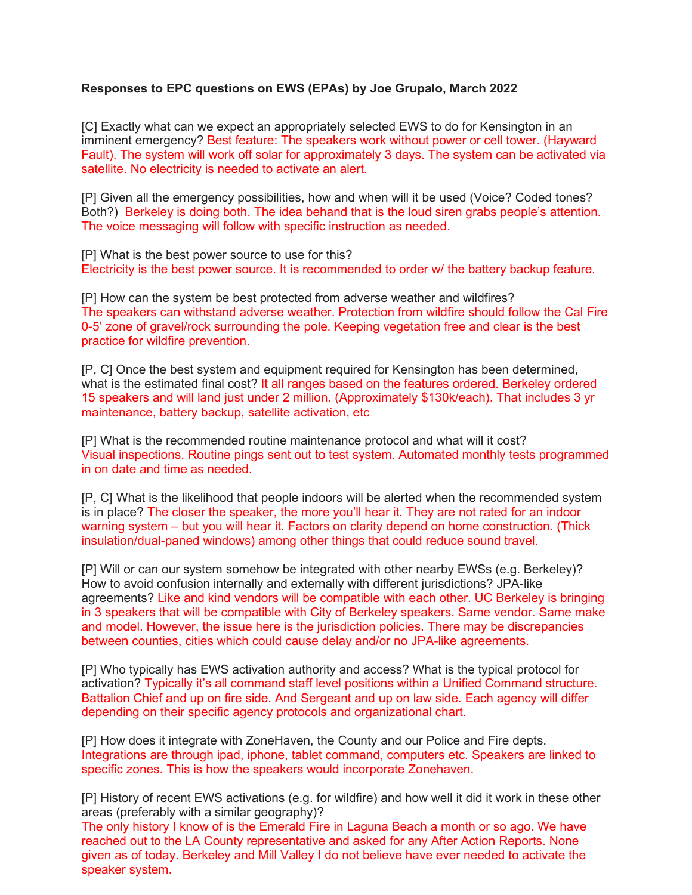**Responses to EPC questions on EWS (EPAs) by Joe Grupalo, March 2022**

[C] Exactly what can we expect an appropriately selected EWS to do for Kensington in an imminent emergency? Best feature: The speakers work without power or cell tower. (Hayward Fault). The system will work off solar for approximately 3 days. The system can be activated via satellite. No electricity is needed to activate an alert.

[P] Given all the emergency possibilities, how and when will it be used (Voice? Coded tones? Both?) Berkeley is doing both. The idea behand that is the loud siren grabs people's attention. The voice messaging will follow with specific instruction as needed.

[P] What is the best power source to use for this?
Electricity is the best power source. It is recommended to order w/ the battery backup feature.

[P] How can the system be best protected from adverse weather and wildfires?
The speakers can withstand adverse weather. Protection from wildfire should follow the Cal Fire 0-5' zone of gravel/rock surrounding the pole. Keeping vegetation free and clear is the best practice for wildfire prevention.

[P, C] Once the best system and equipment required for Kensington has been determined, what is the estimated final cost? It all ranges based on the features ordered. Berkeley ordered 15 speakers and will land just under 2 million. (Approximately $130k/each). That includes 3 yr maintenance, battery backup, satellite activation, etc

[P] What is the recommended routine maintenance protocol and what will it cost?
Visual inspections. Routine pings sent out to test system. Automated monthly tests programmed in on date and time as needed.

[P, C] What is the likelihood that people indoors will be alerted when the recommended system is in place? The closer the speaker, the more you'll hear it. They are not rated for an indoor warning system – but you will hear it. Factors on clarity depend on home construction. (Thick insulation/dual-paned windows) among other things that could reduce sound travel.

[P] Will or can our system somehow be integrated with other nearby EWSs (e.g. Berkeley)? How to avoid confusion internally and externally with different jurisdictions? JPA-like agreements? Like and kind vendors will be compatible with each other. UC Berkeley is bringing in 3 speakers that will be compatible with City of Berkeley speakers. Same vendor. Same make and model. However, the issue here is the jurisdiction policies. There may be discrepancies between counties, cities which could cause delay and/or no JPA-like agreements.

[P] Who typically has EWS activation authority and access? What is the typical protocol for activation? Typically it's all command staff level positions within a Unified Command structure. Battalion Chief and up on fire side. And Sergeant and up on law side. Each agency will differ depending on their specific agency protocols and organizational chart.

[P] How does it integrate with ZoneHaven, the County and our Police and Fire depts.
Integrations are through ipad, iphone, tablet command, computers etc. Speakers are linked to specific zones. This is how the speakers would incorporate Zonehaven.

[P] History of recent EWS activations (e.g. for wildfire) and how well it did it work in these other areas (preferably with a similar geography)?
The only history I know of is the Emerald Fire in Laguna Beach a month or so ago. We have reached out to the LA County representative and asked for any After Action Reports. None given as of today. Berkeley and Mill Valley I do not believe have ever needed to activate the speaker system.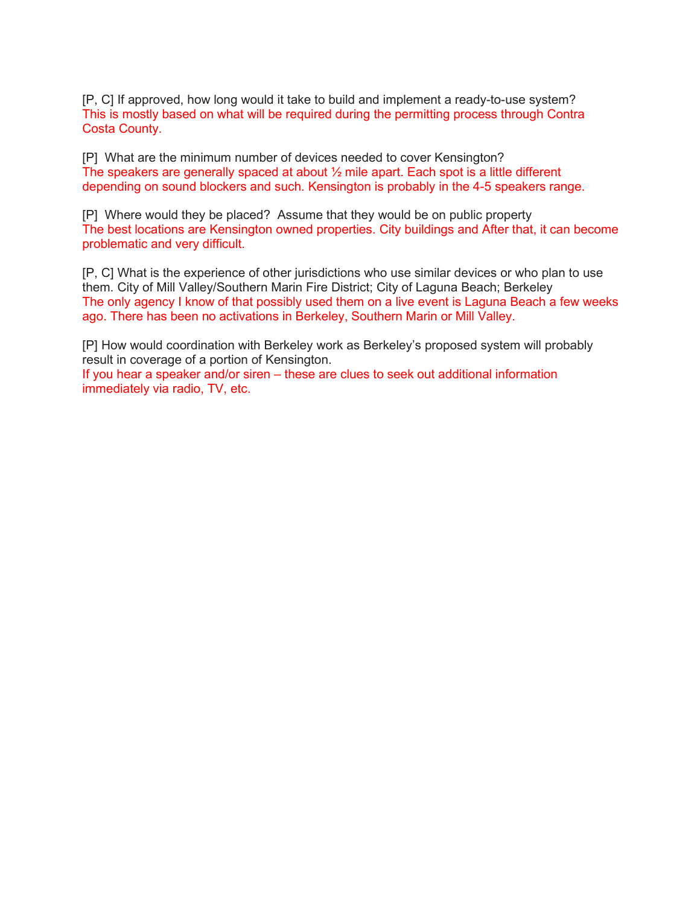[P, C] If approved, how long would it take to build and implement a ready-to-use system?
This is mostly based on what will be required during the permitting process through Contra Costa County.

[P] What are the minimum number of devices needed to cover Kensington?
The speakers are generally spaced at about ½ mile apart. Each spot is a little different depending on sound blockers and such. Kensington is probably in the 4-5 speakers range.

[P] Where would they be placed? Assume that they would be on public property
The best locations are Kensington owned properties. City buildings and After that, it can become problematic and very difficult.

[P, C] What is the experience of other jurisdictions who use similar devices or who plan to use them. City of Mill Valley/Southern Marin Fire District; City of Laguna Beach; Berkeley
The only agency I know of that possibly used them on a live event is Laguna Beach a few weeks ago. There has been no activations in Berkeley, Southern Marin or Mill Valley.

[P] How would coordination with Berkeley work as Berkeley's proposed system will probably result in coverage of a portion of Kensington.
If you hear a speaker and/or siren – these are clues to seek out additional information immediately via radio, TV, etc.